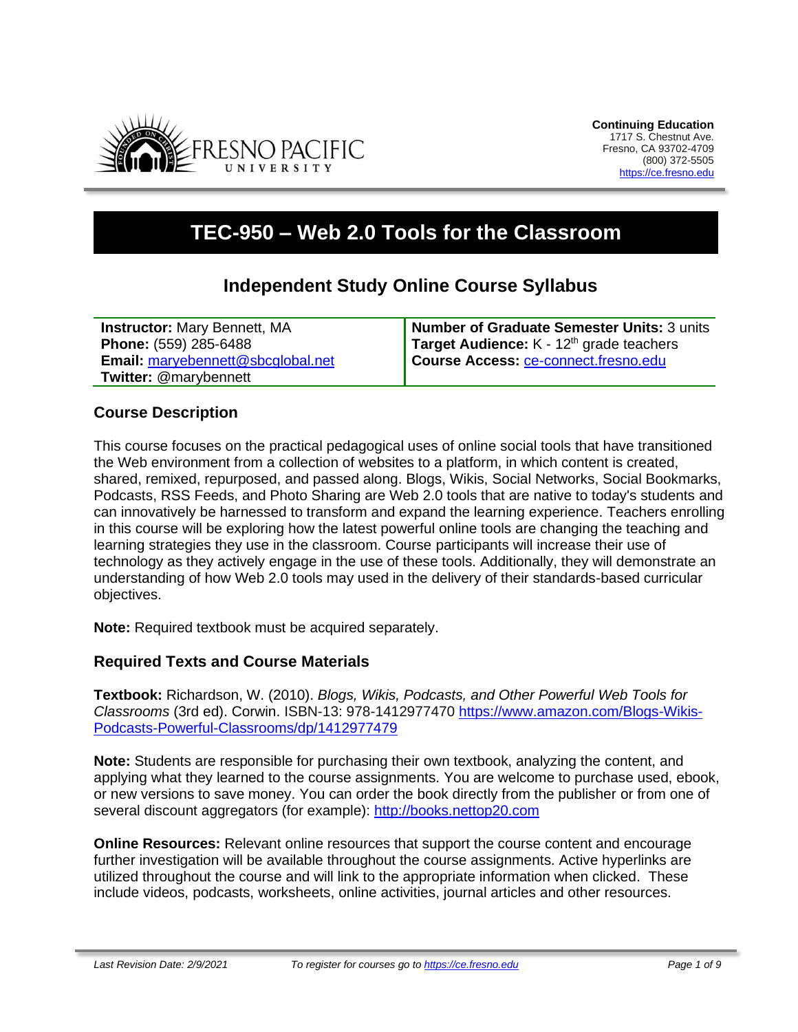Continuing Education
1717 S. Chestnut Ave.
Fresno, CA 93702-4709
(800) 372-5505
https://ce.fresno.edu

# TEC-950 – Web 2.0 Tools for the Classroom

## Independent Study Online Course Syllabus

| | |
|---|---|
| **Instructor:** Mary Bennett, MA<br>**Phone:** (559) 285-6488<br>**Email:** maryebennett@sbcglobal.net<br>**Twitter:** @marybennett | **Number of Graduate Semester Units:** 3 units<br>**Target Audience:** K - 12th grade teachers<br>**Course Access:** ce-connect.fresno.edu |

### Course Description

This course focuses on the practical pedagogical uses of online social tools that have transitioned the Web environment from a collection of websites to a platform, in which content is created, shared, remixed, repurposed, and passed along. Blogs, Wikis, Social Networks, Social Bookmarks, Podcasts, RSS Feeds, and Photo Sharing are Web 2.0 tools that are native to today's students and can innovatively be harnessed to transform and expand the learning experience. Teachers enrolling in this course will be exploring how the latest powerful online tools are changing the teaching and learning strategies they use in the classroom. Course participants will increase their use of technology as they actively engage in the use of these tools. Additionally, they will demonstrate an understanding of how Web 2.0 tools may used in the delivery of their standards-based curricular objectives.

**Note:** Required textbook must be acquired separately.

### Required Texts and Course Materials

**Textbook:** Richardson, W. (2010). *Blogs, Wikis, Podcasts, and Other Powerful Web Tools for Classrooms* (3rd ed). Corwin. ISBN-13: 978-1412977470 https://www.amazon.com/Blogs-Wikis-Podcasts-Powerful-Classrooms/dp/1412977479

**Note:** Students are responsible for purchasing their own textbook, analyzing the content, and applying what they learned to the course assignments. You are welcome to purchase used, ebook, or new versions to save money. You can order the book directly from the publisher or from one of several discount aggregators (for example): http://books.nettop20.com

**Online Resources:** Relevant online resources that support the course content and encourage further investigation will be available throughout the course assignments. Active hyperlinks are utilized throughout the course and will link to the appropriate information when clicked. These include videos, podcasts, worksheets, online activities, journal articles and other resources.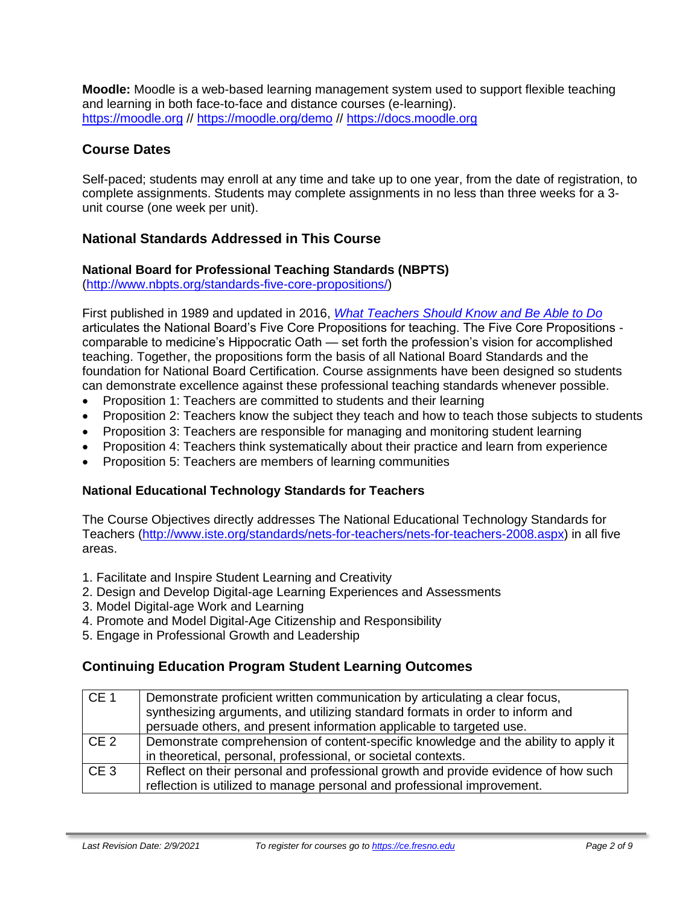**Moodle:** Moodle is a web-based learning management system used to support flexible teaching and learning in both face-to-face and distance courses (e-learning).
https://moodle.org // https://moodle.org/demo // https://docs.moodle.org

## Course Dates

Self-paced; students may enroll at any time and take up to one year, from the date of registration, to complete assignments. Students may complete assignments in no less than three weeks for a 3-unit course (one week per unit).

## National Standards Addressed in This Course

### National Board for Professional Teaching Standards (NBPTS)

(http://www.nbpts.org/standards-five-core-propositions/)

First published in 1989 and updated in 2016, *What Teachers Should Know and Be Able to Do* articulates the National Board's Five Core Propositions for teaching. The Five Core Propositions - comparable to medicine's Hippocratic Oath — set forth the profession's vision for accomplished teaching. Together, the propositions form the basis of all National Board Standards and the foundation for National Board Certification. Course assignments have been designed so students can demonstrate excellence against these professional teaching standards whenever possible.

- Proposition 1: Teachers are committed to students and their learning
- Proposition 2: Teachers know the subject they teach and how to teach those subjects to students
- Proposition 3: Teachers are responsible for managing and monitoring student learning
- Proposition 4: Teachers think systematically about their practice and learn from experience
- Proposition 5: Teachers are members of learning communities

### National Educational Technology Standards for Teachers

The Course Objectives directly addresses The National Educational Technology Standards for Teachers (http://www.iste.org/standards/nets-for-teachers/nets-for-teachers-2008.aspx) in all five areas.

1. Facilitate and Inspire Student Learning and Creativity
2. Design and Develop Digital-age Learning Experiences and Assessments
3. Model Digital-age Work and Learning
4. Promote and Model Digital-Age Citizenship and Responsibility
5. Engage in Professional Growth and Leadership

## Continuing Education Program Student Learning Outcomes

| | |
|---|---|
| CE 1 | Demonstrate proficient written communication by articulating a clear focus, synthesizing arguments, and utilizing standard formats in order to inform and persuade others, and present information applicable to targeted use. |
| CE 2 | Demonstrate comprehension of content-specific knowledge and the ability to apply it in theoretical, personal, professional, or societal contexts. |
| CE 3 | Reflect on their personal and professional growth and provide evidence of how such reflection is utilized to manage personal and professional improvement. |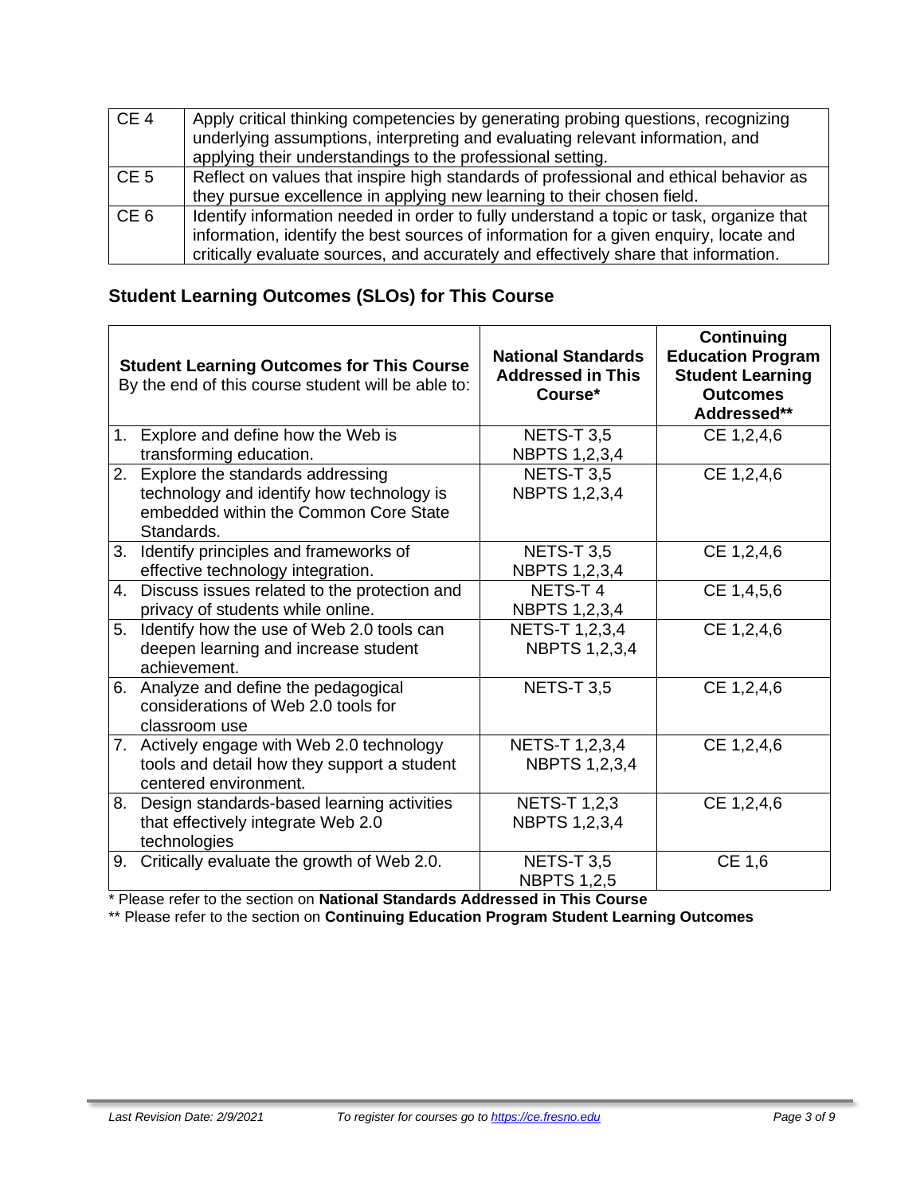| | |
|---|---|
| CE 4 | Apply critical thinking competencies by generating probing questions, recognizing underlying assumptions, interpreting and evaluating relevant information, and applying their understandings to the professional setting. |
| CE 5 | Reflect on values that inspire high standards of professional and ethical behavior as they pursue excellence in applying new learning to their chosen field. |
| CE 6 | Identify information needed in order to fully understand a topic or task, organize that information, identify the best sources of information for a given enquiry, locate and critically evaluate sources, and accurately and effectively share that information. |

## Student Learning Outcomes (SLOs) for This Course

| **Student Learning Outcomes for This Course** By the end of this course student will be able to: | **National Standards Addressed in This Course*** | **Continuing Education Program Student Learning Outcomes Addressed**** |
|---|---|---|
| 1. Explore and define how the Web is transforming education. | NETS-T 3,5 NBPTS 1,2,3,4 | CE 1,2,4,6 |
| 2. Explore the standards addressing technology and identify how technology is embedded within the Common Core State Standards. | NETS-T 3,5 NBPTS 1,2,3,4 | CE 1,2,4,6 |
| 3. Identify principles and frameworks of effective technology integration. | NETS-T 3,5 NBPTS 1,2,3,4 | CE 1,2,4,6 |
| 4. Discuss issues related to the protection and privacy of students while online. | NETS-T 4 NBPTS 1,2,3,4 | CE 1,4,5,6 |
| 5. Identify how the use of Web 2.0 tools can deepen learning and increase student achievement. | NETS-T 1,2,3,4 NBPTS 1,2,3,4 | CE 1,2,4,6 |
| 6. Analyze and define the pedagogical considerations of Web 2.0 tools for classroom use | NETS-T 3,5 | CE 1,2,4,6 |
| 7. Actively engage with Web 2.0 technology tools and detail how they support a student centered environment. | NETS-T 1,2,3,4 NBPTS 1,2,3,4 | CE 1,2,4,6 |
| 8. Design standards-based learning activities that effectively integrate Web 2.0 technologies | NETS-T 1,2,3 NBPTS 1,2,3,4 | CE 1,2,4,6 |
| 9. Critically evaluate the growth of Web 2.0. | NETS-T 3,5 NBPTS 1,2,5 | CE 1,6 |

* Please refer to the section on **National Standards Addressed in This Course**

** Please refer to the section on **Continuing Education Program Student Learning Outcomes**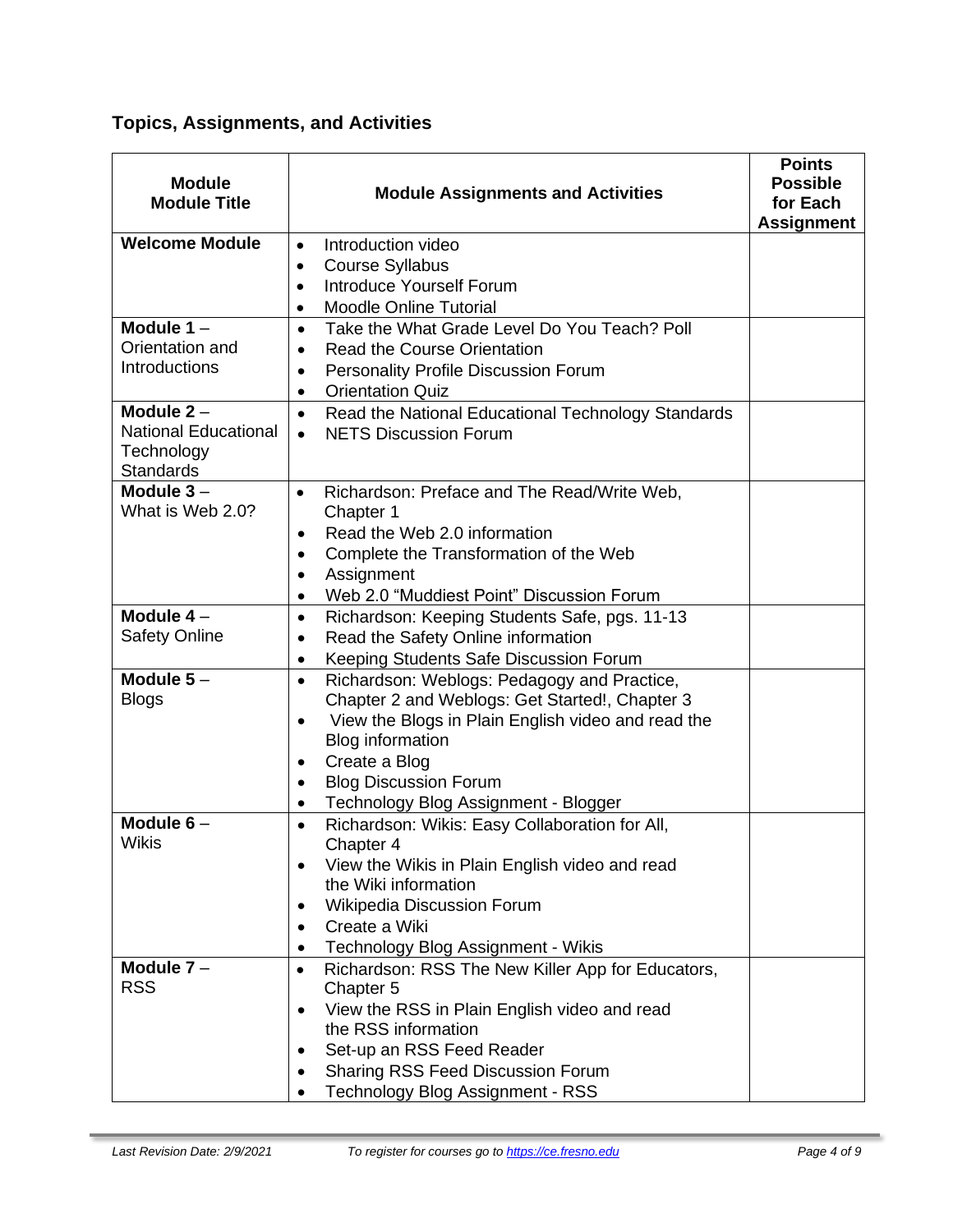## Topics, Assignments, and Activities

| Module Module Title | Module Assignments and Activities | Points Possible for Each Assignment |
|---|---|---|
| **Welcome Module** | • Introduction video<br>• Course Syllabus<br>• Introduce Yourself Forum<br>• Moodle Online Tutorial | |
| **Module 1** – Orientation and Introductions | • Take the What Grade Level Do You Teach? Poll<br>• Read the Course Orientation<br>• Personality Profile Discussion Forum<br>• Orientation Quiz | |
| **Module 2** – National Educational Technology Standards | • Read the National Educational Technology Standards<br>• NETS Discussion Forum | |
| **Module 3** – What is Web 2.0? | • Richardson: Preface and The Read/Write Web, Chapter 1<br>• Read the Web 2.0 information<br>• Complete the Transformation of the Web<br>• Assignment<br>• Web 2.0 "Muddiest Point" Discussion Forum | |
| **Module 4** – Safety Online | • Richardson: Keeping Students Safe, pgs. 11-13<br>• Read the Safety Online information<br>• Keeping Students Safe Discussion Forum | |
| **Module 5** – Blogs | • Richardson: Weblogs: Pedagogy and Practice, Chapter 2 and Weblogs: Get Started!, Chapter 3<br>• View the Blogs in Plain English video and read the Blog information<br>• Create a Blog<br>• Blog Discussion Forum<br>• Technology Blog Assignment - Blogger | |
| **Module 6** – Wikis | • Richardson: Wikis: Easy Collaboration for All, Chapter 4<br>• View the Wikis in Plain English video and read the Wiki information<br>• Wikipedia Discussion Forum<br>• Create a Wiki<br>• Technology Blog Assignment - Wikis | |
| **Module 7** – RSS | • Richardson: RSS The New Killer App for Educators, Chapter 5<br>• View the RSS in Plain English video and read the RSS information<br>• Set-up an RSS Feed Reader<br>• Sharing RSS Feed Discussion Forum<br>• Technology Blog Assignment - RSS | |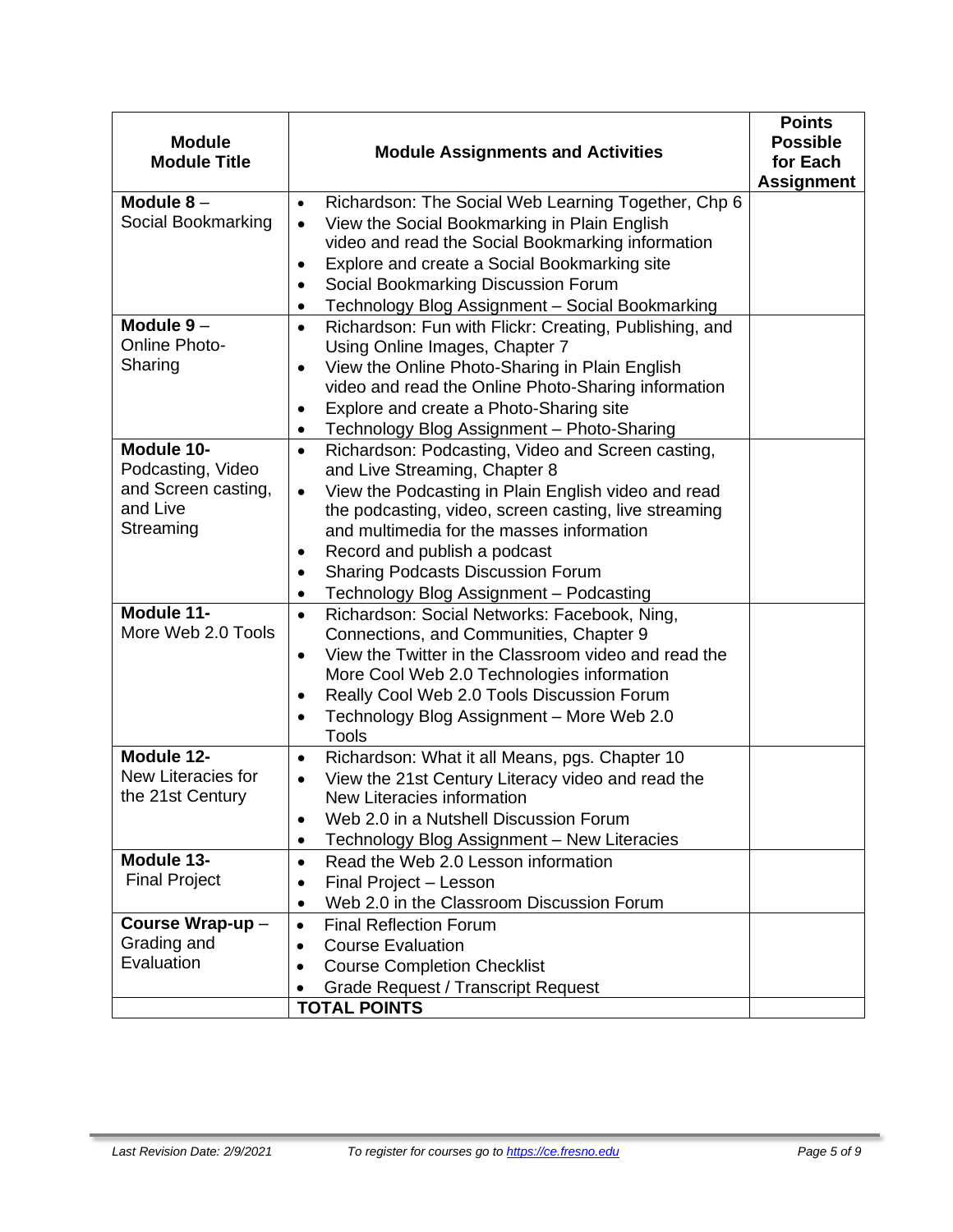| Module<br>Module Title | Module Assignments and Activities | Points Possible for Each Assignment |
|---|---|---|
| **Module 8** –<br>Social Bookmarking | • Richardson: The Social Web Learning Together, Chp 6<br>• View the Social Bookmarking in Plain English video and read the Social Bookmarking information<br>• Explore and create a Social Bookmarking site<br>• Social Bookmarking Discussion Forum<br>• Technology Blog Assignment – Social Bookmarking | |
| **Module 9** –<br>Online Photo-Sharing | • Richardson: Fun with Flickr: Creating, Publishing, and Using Online Images, Chapter 7<br>• View the Online Photo-Sharing in Plain English video and read the Online Photo-Sharing information<br>• Explore and create a Photo-Sharing site<br>• Technology Blog Assignment – Photo-Sharing | |
| **Module 10-**<br>Podcasting, Video and Screen casting, and Live Streaming | • Richardson: Podcasting, Video and Screen casting, and Live Streaming, Chapter 8<br>• View the Podcasting in Plain English video and read the podcasting, video, screen casting, live streaming and multimedia for the masses information<br>• Record and publish a podcast<br>• Sharing Podcasts Discussion Forum<br>• Technology Blog Assignment – Podcasting | |
| **Module 11-**<br>More Web 2.0 Tools | • Richardson: Social Networks: Facebook, Ning, Connections, and Communities, Chapter 9<br>• View the Twitter in the Classroom video and read the More Cool Web 2.0 Technologies information<br>• Really Cool Web 2.0 Tools Discussion Forum<br>• Technology Blog Assignment – More Web 2.0 Tools | |
| **Module 12-**<br>New Literacies for the 21st Century | • Richardson: What it all Means, pgs. Chapter 10<br>• View the 21st Century Literacy video and read the New Literacies information<br>• Web 2.0 in a Nutshell Discussion Forum<br>• Technology Blog Assignment – New Literacies | |
| **Module 13-**<br>Final Project | • Read the Web 2.0 Lesson information<br>• Final Project – Lesson<br>• Web 2.0 in the Classroom Discussion Forum | |
| **Course Wrap-up** –<br>Grading and Evaluation | • Final Reflection Forum<br>• Course Evaluation<br>• Course Completion Checklist<br>• Grade Request / Transcript Request | |
| | **TOTAL POINTS** | |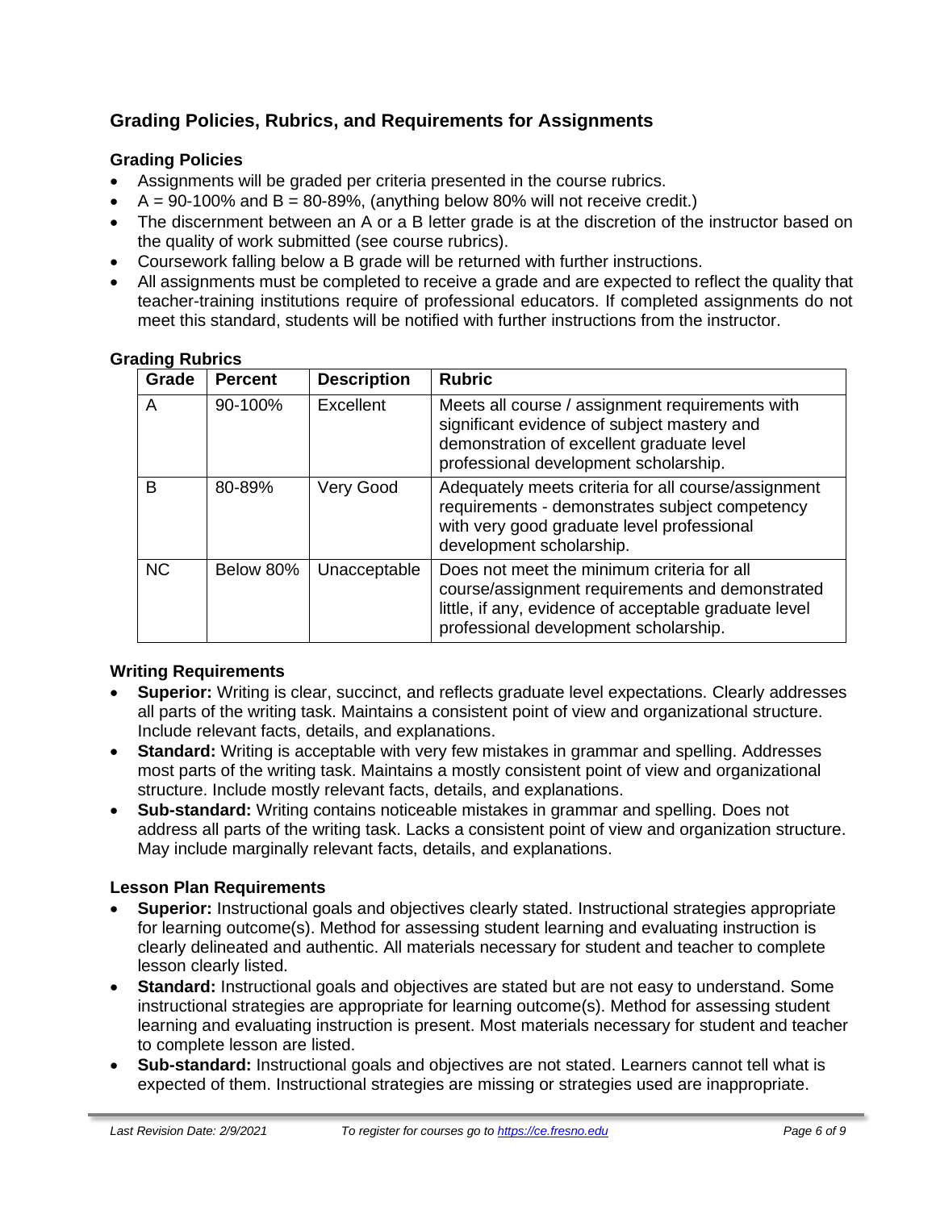## Grading Policies, Rubrics, and Requirements for Assignments

### Grading Policies

- Assignments will be graded per criteria presented in the course rubrics.
- A = 90-100% and B = 80-89%, (anything below 80% will not receive credit.)
- The discernment between an A or a B letter grade is at the discretion of the instructor based on the quality of work submitted (see course rubrics).
- Coursework falling below a B grade will be returned with further instructions.
- All assignments must be completed to receive a grade and are expected to reflect the quality that teacher-training institutions require of professional educators. If completed assignments do not meet this standard, students will be notified with further instructions from the instructor.

### Grading Rubrics

| Grade | Percent | Description | Rubric |
|---|---|---|---|
| A | 90-100% | Excellent | Meets all course / assignment requirements with significant evidence of subject mastery and demonstration of excellent graduate level professional development scholarship. |
| B | 80-89% | Very Good | Adequately meets criteria for all course/assignment requirements - demonstrates subject competency with very good graduate level professional development scholarship. |
| NC | Below 80% | Unacceptable | Does not meet the minimum criteria for all course/assignment requirements and demonstrated little, if any, evidence of acceptable graduate level professional development scholarship. |

### Writing Requirements

- **Superior:** Writing is clear, succinct, and reflects graduate level expectations. Clearly addresses all parts of the writing task. Maintains a consistent point of view and organizational structure. Include relevant facts, details, and explanations.
- **Standard:** Writing is acceptable with very few mistakes in grammar and spelling. Addresses most parts of the writing task. Maintains a mostly consistent point of view and organizational structure. Include mostly relevant facts, details, and explanations.
- **Sub-standard:** Writing contains noticeable mistakes in grammar and spelling. Does not address all parts of the writing task. Lacks a consistent point of view and organization structure. May include marginally relevant facts, details, and explanations.

### Lesson Plan Requirements

- **Superior:** Instructional goals and objectives clearly stated. Instructional strategies appropriate for learning outcome(s). Method for assessing student learning and evaluating instruction is clearly delineated and authentic. All materials necessary for student and teacher to complete lesson clearly listed.
- **Standard:** Instructional goals and objectives are stated but are not easy to understand. Some instructional strategies are appropriate for learning outcome(s). Method for assessing student learning and evaluating instruction is present. Most materials necessary for student and teacher to complete lesson are listed.
- **Sub-standard:** Instructional goals and objectives are not stated. Learners cannot tell what is expected of them. Instructional strategies are missing or strategies used are inappropriate.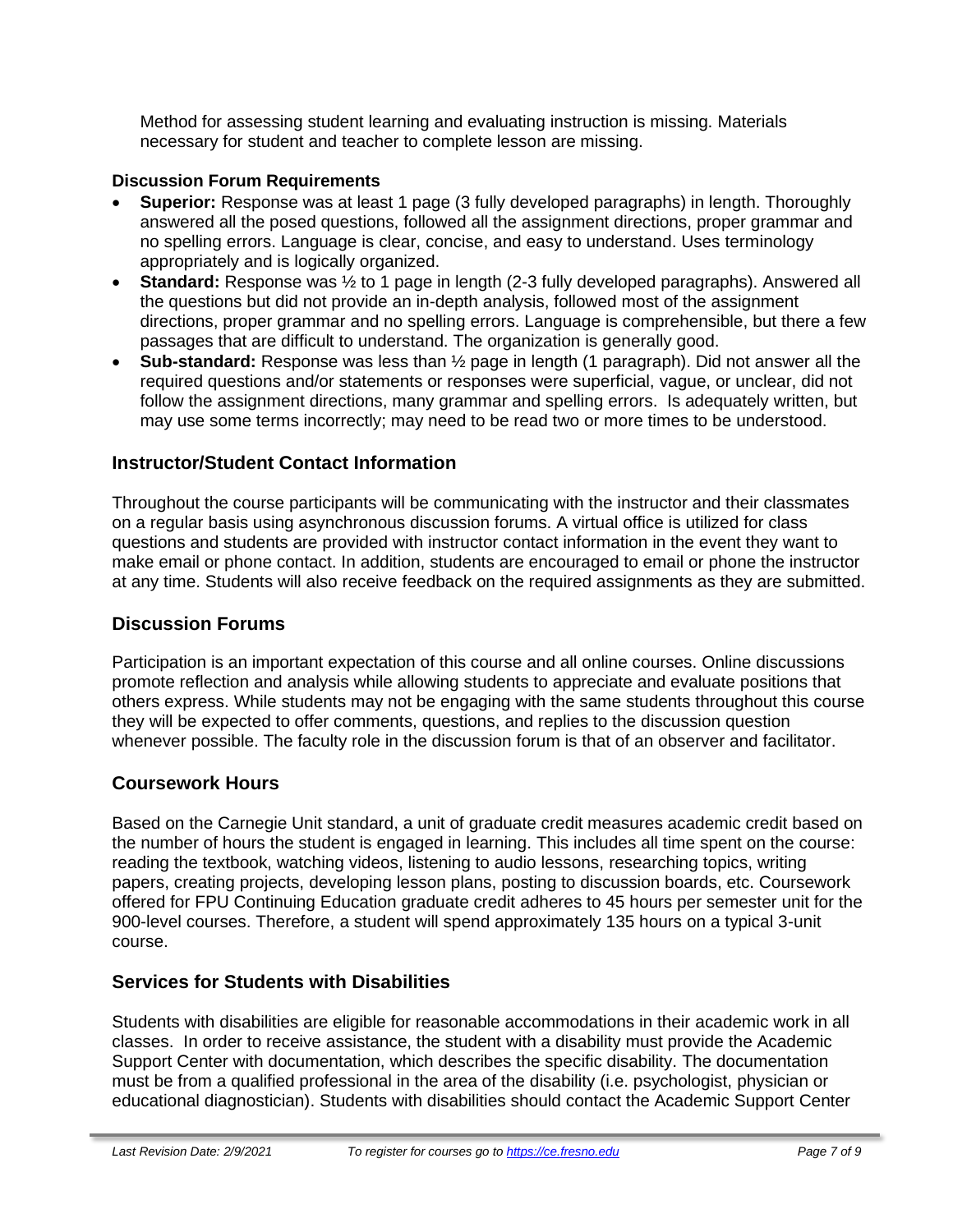Method for assessing student learning and evaluating instruction is missing. Materials necessary for student and teacher to complete lesson are missing.

**Discussion Forum Requirements**

- **Superior:** Response was at least 1 page (3 fully developed paragraphs) in length. Thoroughly answered all the posed questions, followed all the assignment directions, proper grammar and no spelling errors. Language is clear, concise, and easy to understand. Uses terminology appropriately and is logically organized.
- **Standard:** Response was ½ to 1 page in length (2-3 fully developed paragraphs). Answered all the questions but did not provide an in-depth analysis, followed most of the assignment directions, proper grammar and no spelling errors. Language is comprehensible, but there a few passages that are difficult to understand. The organization is generally good.
- **Sub-standard:** Response was less than ½ page in length (1 paragraph). Did not answer all the required questions and/or statements or responses were superficial, vague, or unclear, did not follow the assignment directions, many grammar and spelling errors. Is adequately written, but may use some terms incorrectly; may need to be read two or more times to be understood.

## Instructor/Student Contact Information

Throughout the course participants will be communicating with the instructor and their classmates on a regular basis using asynchronous discussion forums. A virtual office is utilized for class questions and students are provided with instructor contact information in the event they want to make email or phone contact. In addition, students are encouraged to email or phone the instructor at any time. Students will also receive feedback on the required assignments as they are submitted.

## Discussion Forums

Participation is an important expectation of this course and all online courses. Online discussions promote reflection and analysis while allowing students to appreciate and evaluate positions that others express. While students may not be engaging with the same students throughout this course they will be expected to offer comments, questions, and replies to the discussion question whenever possible. The faculty role in the discussion forum is that of an observer and facilitator.

## Coursework Hours

Based on the Carnegie Unit standard, a unit of graduate credit measures academic credit based on the number of hours the student is engaged in learning. This includes all time spent on the course: reading the textbook, watching videos, listening to audio lessons, researching topics, writing papers, creating projects, developing lesson plans, posting to discussion boards, etc. Coursework offered for FPU Continuing Education graduate credit adheres to 45 hours per semester unit for the 900-level courses. Therefore, a student will spend approximately 135 hours on a typical 3-unit course.

## Services for Students with Disabilities

Students with disabilities are eligible for reasonable accommodations in their academic work in all classes. In order to receive assistance, the student with a disability must provide the Academic Support Center with documentation, which describes the specific disability. The documentation must be from a qualified professional in the area of the disability (i.e. psychologist, physician or educational diagnostician). Students with disabilities should contact the Academic Support Center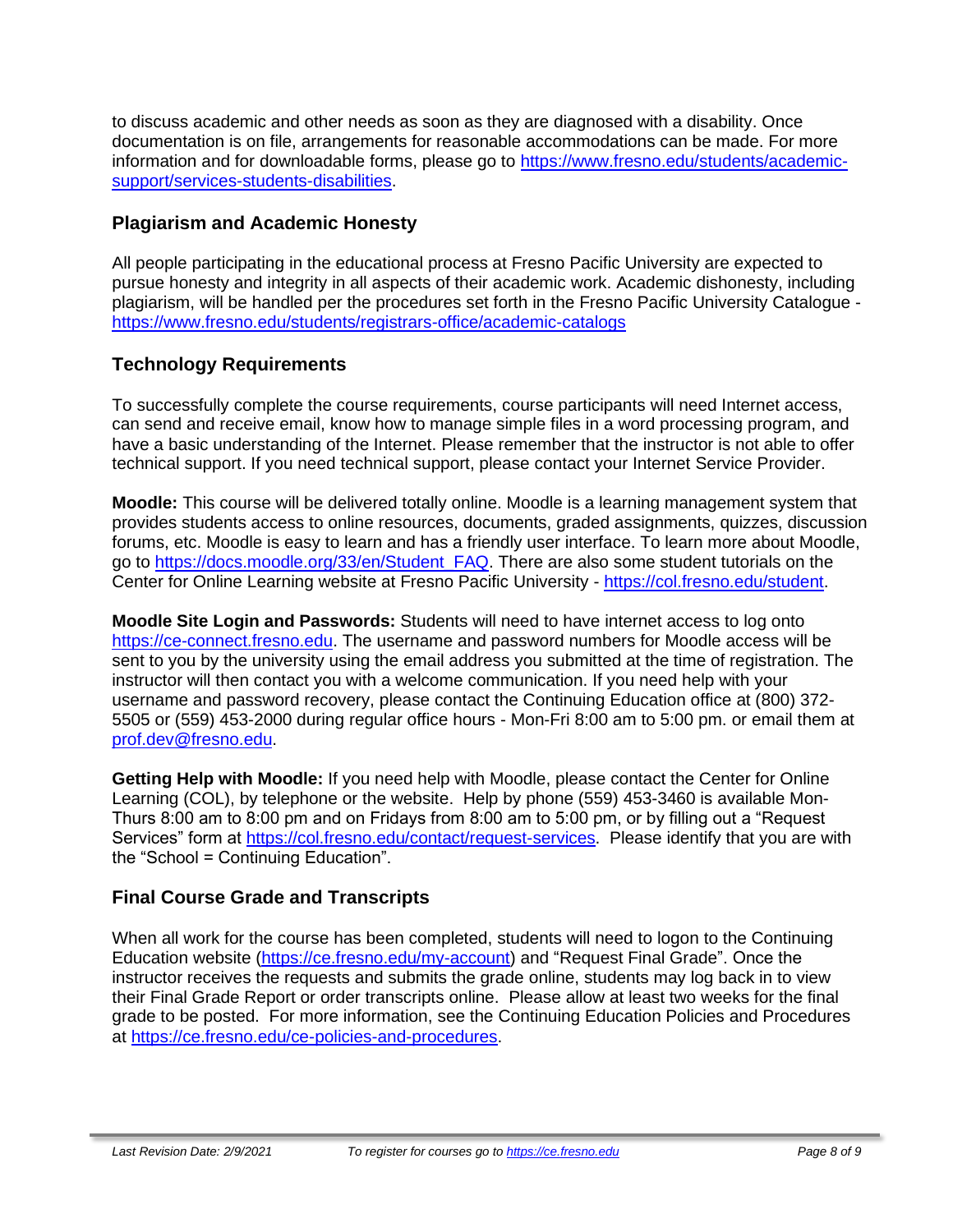to discuss academic and other needs as soon as they are diagnosed with a disability. Once documentation is on file, arrangements for reasonable accommodations can be made. For more information and for downloadable forms, please go to https://www.fresno.edu/students/academic-support/services-students-disabilities.

## Plagiarism and Academic Honesty

All people participating in the educational process at Fresno Pacific University are expected to pursue honesty and integrity in all aspects of their academic work. Academic dishonesty, including plagiarism, will be handled per the procedures set forth in the Fresno Pacific University Catalogue - https://www.fresno.edu/students/registrars-office/academic-catalogs

## Technology Requirements

To successfully complete the course requirements, course participants will need Internet access, can send and receive email, know how to manage simple files in a word processing program, and have a basic understanding of the Internet. Please remember that the instructor is not able to offer technical support. If you need technical support, please contact your Internet Service Provider.

**Moodle:** This course will be delivered totally online. Moodle is a learning management system that provides students access to online resources, documents, graded assignments, quizzes, discussion forums, etc. Moodle is easy to learn and has a friendly user interface. To learn more about Moodle, go to https://docs.moodle.org/33/en/Student_FAQ. There are also some student tutorials on the Center for Online Learning website at Fresno Pacific University - https://col.fresno.edu/student.

**Moodle Site Login and Passwords:** Students will need to have internet access to log onto https://ce-connect.fresno.edu. The username and password numbers for Moodle access will be sent to you by the university using the email address you submitted at the time of registration. The instructor will then contact you with a welcome communication. If you need help with your username and password recovery, please contact the Continuing Education office at (800) 372-5505 or (559) 453-2000 during regular office hours - Mon-Fri 8:00 am to 5:00 pm. or email them at prof.dev@fresno.edu.

**Getting Help with Moodle:** If you need help with Moodle, please contact the Center for Online Learning (COL), by telephone or the website. Help by phone (559) 453-3460 is available Mon-Thurs 8:00 am to 8:00 pm and on Fridays from 8:00 am to 5:00 pm, or by filling out a "Request Services" form at https://col.fresno.edu/contact/request-services. Please identify that you are with the "School = Continuing Education".

## Final Course Grade and Transcripts

When all work for the course has been completed, students will need to logon to the Continuing Education website (https://ce.fresno.edu/my-account) and "Request Final Grade". Once the instructor receives the requests and submits the grade online, students may log back in to view their Final Grade Report or order transcripts online. Please allow at least two weeks for the final grade to be posted. For more information, see the Continuing Education Policies and Procedures at https://ce.fresno.edu/ce-policies-and-procedures.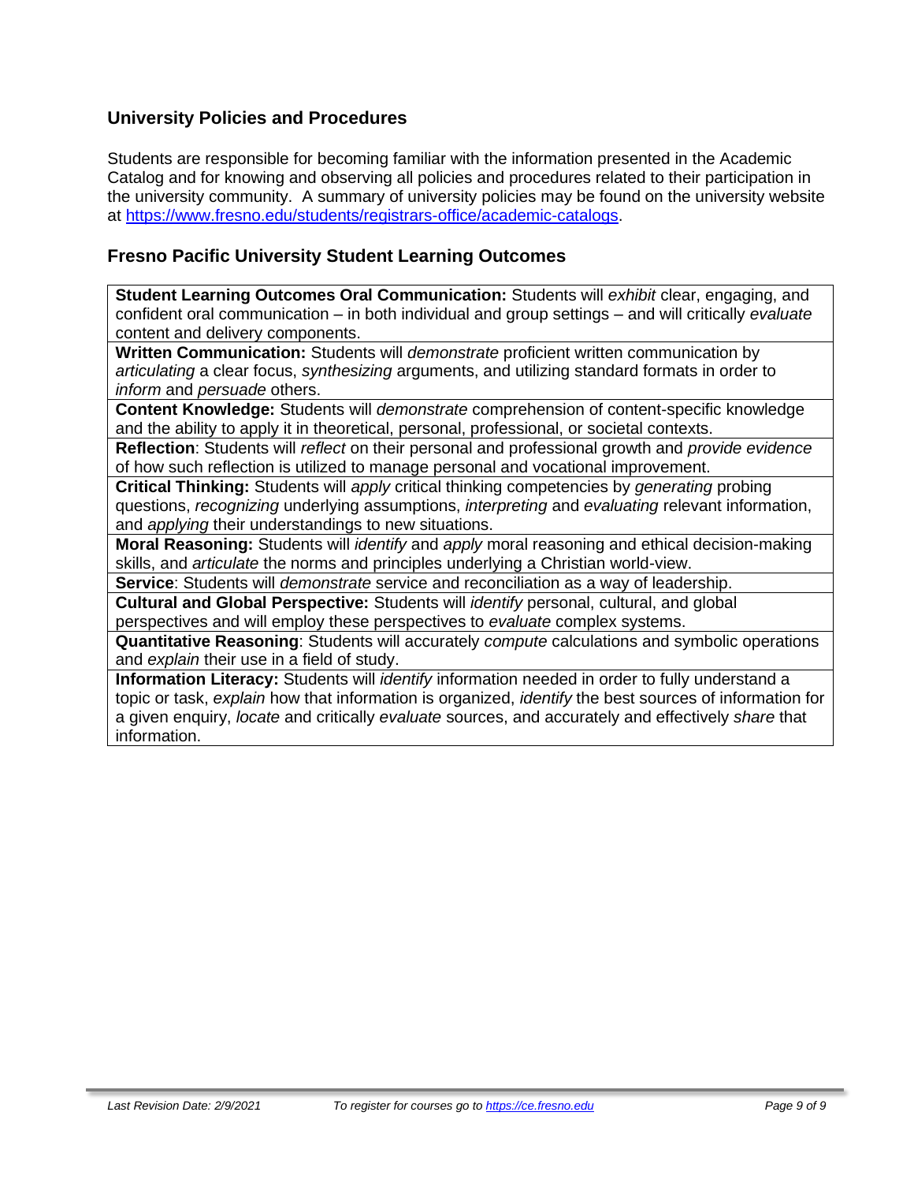## University Policies and Procedures

Students are responsible for becoming familiar with the information presented in the Academic Catalog and for knowing and observing all policies and procedures related to their participation in the university community. A summary of university policies may be found on the university website at [https://www.fresno.edu/students/registrars-office/academic-catalogs](https://www.fresno.edu/students/registrars-office/academic-catalogs).

## Fresno Pacific University Student Learning Outcomes

| |
|---|
| **Student Learning Outcomes Oral Communication:** Students will *exhibit* clear, engaging, and confident oral communication – in both individual and group settings – and will critically *evaluate* content and delivery components. |
| **Written Communication:** Students will *demonstrate* proficient written communication by *articulating* a clear focus, *synthesizing* arguments, and utilizing standard formats in order to *inform* and *persuade* others. |
| **Content Knowledge:** Students will *demonstrate* comprehension of content-specific knowledge and the ability to apply it in theoretical, personal, professional, or societal contexts. |
| **Reflection**: Students will *reflect* on their personal and professional growth and *provide evidence* of how such reflection is utilized to manage personal and vocational improvement. |
| **Critical Thinking:** Students will *apply* critical thinking competencies by *generating* probing questions, *recognizing* underlying assumptions, *interpreting* and *evaluating* relevant information, and *applying* their understandings to new situations. |
| **Moral Reasoning:** Students will *identify* and *apply* moral reasoning and ethical decision-making skills, and *articulate* the norms and principles underlying a Christian world-view. |
| **Service**: Students will *demonstrate* service and reconciliation as a way of leadership. |
| **Cultural and Global Perspective:** Students will *identify* personal, cultural, and global perspectives and will employ these perspectives to *evaluate* complex systems. |
| **Quantitative Reasoning**: Students will accurately *compute* calculations and symbolic operations and *explain* their use in a field of study. |
| **Information Literacy:** Students will *identify* information needed in order to fully understand a topic or task, *explain* how that information is organized, *identify* the best sources of information for a given enquiry, *locate* and critically *evaluate* sources, and accurately and effectively *share* that information. |